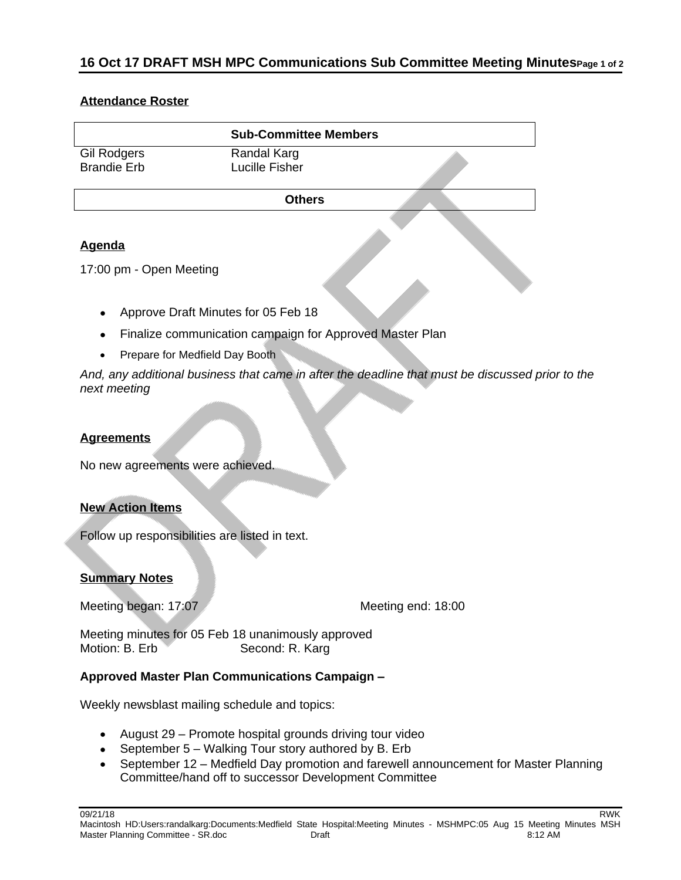# 16 Oct 17 DRAFT MSH MPC Communications Sub Committee Meeting Minutes

## Attendance Roster

| Sub-Committee Members | |
|---|---|
| Gil Rodgers | Randal Karg |
| Brandie Erb | Lucille Fisher |

| Others |
|---|
| |

## Agenda

17:00 pm - Open Meeting

- Approve Draft Minutes for 05 Feb 18
- Finalize communication campaign for Approved Master Plan
- Prepare for Medfield Day Booth

*And, any additional business that came in after the deadline that must be discussed prior to the next meeting*

## Agreements

No new agreements were achieved.

## New Action Items

Follow up responsibilities are listed in text.

## Summary Notes

Meeting began: 17:07 Meeting end: 18:00

Meeting minutes for 05 Feb 18 unanimously approved
Motion: B. Erb Second: R. Karg

### Approved Master Plan Communications Campaign –

Weekly newsblast mailing schedule and topics:

- August 29 – Promote hospital grounds driving tour video
- September 5 – Walking Tour story authored by B. Erb
- September 12 – Medfield Day promotion and farewell announcement for Master Planning Committee/hand off to successor Development Committee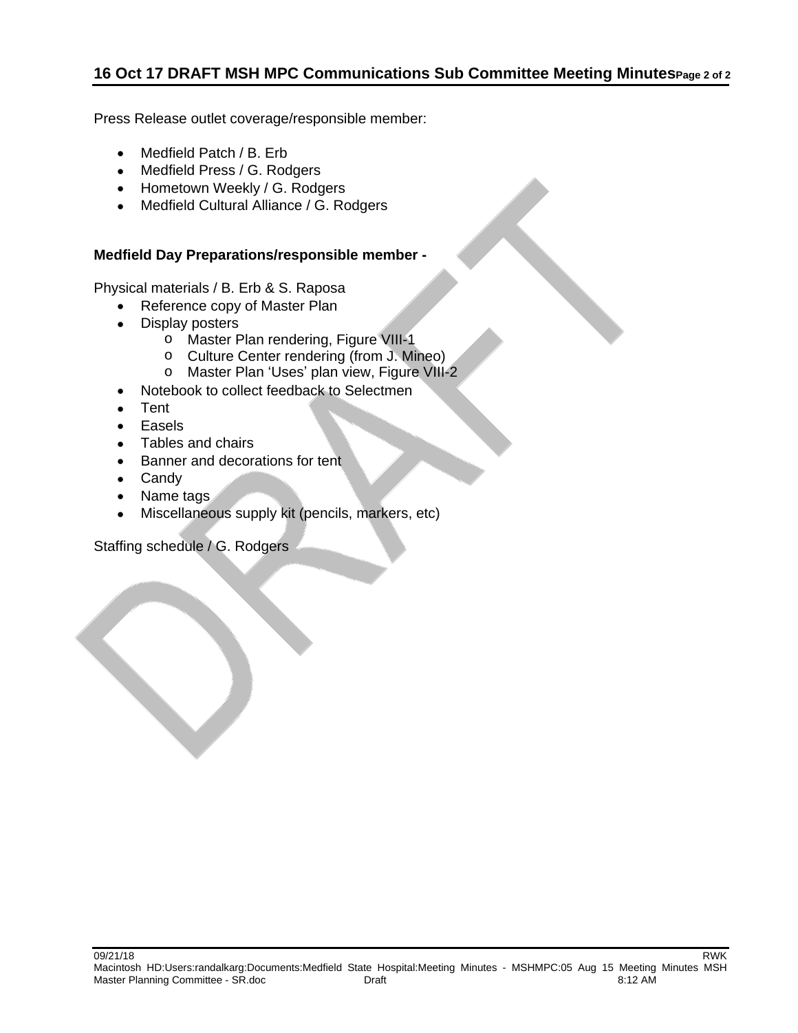Press Release outlet coverage/responsible member:

- Medfield Patch / B. Erb
- Medfield Press / G. Rodgers
- Hometown Weekly / G. Rodgers
- Medfield Cultural Alliance / G. Rodgers

**Medfield Day Preparations/responsible member -**

Physical materials / B. Erb & S. Raposa

- Reference copy of Master Plan
- Display posters
  - Master Plan rendering, Figure VIII-1
  - Culture Center rendering (from J. Mineo)
  - Master Plan 'Uses' plan view, Figure VIII-2
- Notebook to collect feedback to Selectmen
- Tent
- Easels
- Tables and chairs
- Banner and decorations for tent
- Candy
- Name tags
- Miscellaneous supply kit (pencils, markers, etc)

Staffing schedule / G. Rodgers